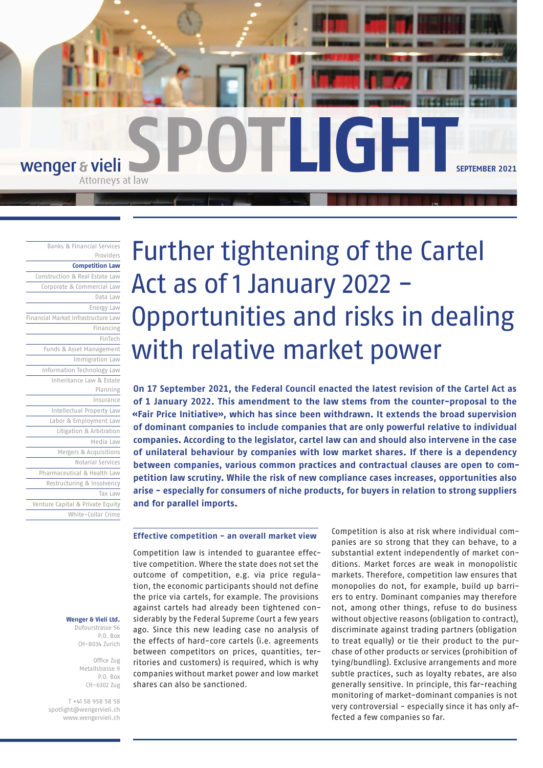# Further tightening of the Cartel Act as of 1 January 2022 – Opportunities and risks in dealing with relative market power

**On 17 September 2021, the Federal Council enacted the latest revision of the Cartel Act as of 1 January 2022. This amendment to the law stems from the counter-proposal to the «Fair Price Initiative», which has since been withdrawn. It extends the broad supervision of dominant companies to include companies that are only powerful relative to individual companies. According to the legislator, cartel law can and should also intervene in the case of unilateral behaviour by companies with low market shares. If there is a dependency between companies, various common practices and contractual clauses are open to competition law scrutiny. While the risk of new compliance cases increases, opportunities also arise – especially for consumers of niche products, for buyers in relation to strong suppliers and for parallel imports.**

### Effective competition – an overall market view

Competition law is intended to guarantee effective competition. Where the state does not set the outcome of competition, e.g. via price regulation, the economic participants should not define the price via cartels, for example. The provisions against cartels had already been tightened considerably by the Federal Supreme Court a few years ago. Since this new leading case no analysis of the effects of hard-core cartels (i.e. agreements between competitors on prices, quantities, territories and customers) is required, which is why companies without market power and low market shares can also be sanctioned.

Competition is also at risk where individual companies are so strong that they can behave, to a substantial extent independently of market conditions. Market forces are weak in monopolistic markets. Therefore, competition law ensures that monopolies do not, for example, build up barriers to entry. Dominant companies may therefore not, among other things, refuse to do business without objective reasons (obligation to contract), discriminate against trading partners (obligation to treat equally) or tie their product to the purchase of other products or services (prohibition of tying/bundling). Exclusive arrangements and more subtle practices, such as loyalty rebates, are also generally sensitive. In principle, this far-reaching monitoring of market-dominant companies is not very controversial – especially since it has only affected a few companies so far.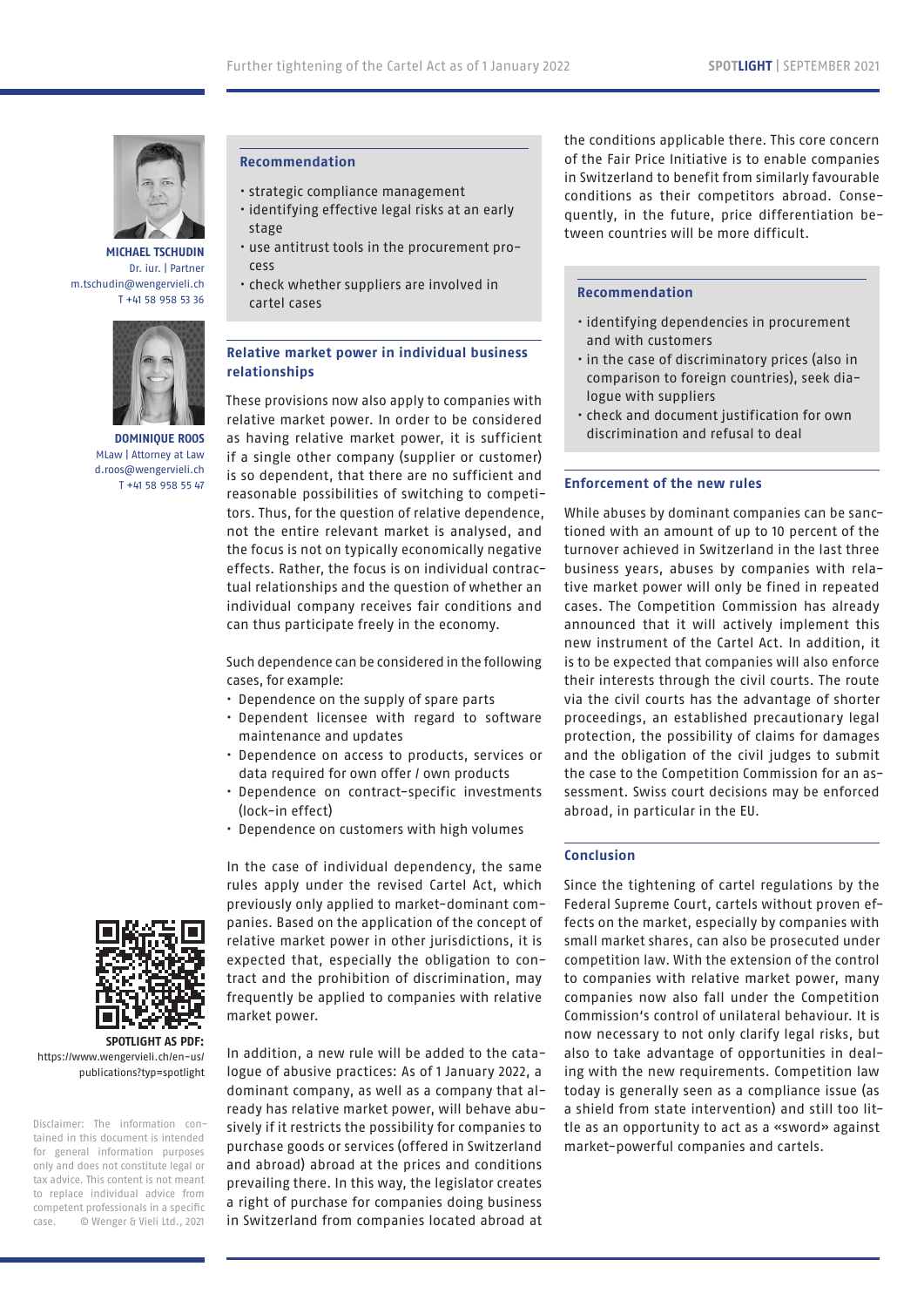MICHAEL TSCHUDIN
Dr. iur. | Partner
m.tschudin@wengervieli.ch
T +41 58 958 53 36

DOMINIQUE ROOS
MLaw | Attorney at Law
d.roos@wengervieli.ch
T +41 58 958 55 47

### Recommendation

- strategic compliance management
- identifying effective legal risks at an early stage
- use antitrust tools in the procurement process
- check whether suppliers are involved in cartel cases

### Relative market power in individual business relationships

These provisions now also apply to companies with relative market power. In order to be considered as having relative market power, it is sufficient if a single other company (supplier or customer) is so dependent, that there are no sufficient and reasonable possibilities of switching to competitors. Thus, for the question of relative dependence, not the entire relevant market is analysed, and the focus is not on typically economically negative effects. Rather, the focus is on individual contractual relationships and the question of whether an individual company receives fair conditions and can thus participate freely in the economy.

Such dependence can be considered in the following cases, for example:

- Dependence on the supply of spare parts
- Dependent licensee with regard to software maintenance and updates
- Dependence on access to products, services or data required for own offer / own products
- Dependence on contract-specific investments (lock-in effect)
- Dependence on customers with high volumes

In the case of individual dependency, the same rules apply under the revised Cartel Act, which previously only applied to market-dominant companies. Based on the application of the concept of relative market power in other jurisdictions, it is expected that, especially the obligation to contract and the prohibition of discrimination, may frequently be applied to companies with relative market power.

In addition, a new rule will be added to the catalogue of abusive practices: As of 1 January 2022, a dominant company, as well as a company that already has relative market power, will behave abusively if it restricts the possibility for companies to purchase goods or services (offered in Switzerland and abroad) abroad at the prices and conditions prevailing there. In this way, the legislator creates a right of purchase for companies doing business in Switzerland from companies located abroad at the conditions applicable there. This core concern of the Fair Price Initiative is to enable companies in Switzerland to benefit from similarly favourable conditions as their competitors abroad. Consequently, in the future, price differentiation between countries will be more difficult.

### Recommendation

- identifying dependencies in procurement and with customers
- in the case of discriminatory prices (also in comparison to foreign countries), seek dialogue with suppliers
- check and document justification for own discrimination and refusal to deal

### Enforcement of the new rules

While abuses by dominant companies can be sanctioned with an amount of up to 10 percent of the turnover achieved in Switzerland in the last three business years, abuses by companies with relative market power will only be fined in repeated cases. The Competition Commission has already announced that it will actively implement this new instrument of the Cartel Act. In addition, it is to be expected that companies will also enforce their interests through the civil courts. The route via the civil courts has the advantage of shorter proceedings, an established precautionary legal protection, the possibility of claims for damages and the obligation of the civil judges to submit the case to the Competition Commission for an assessment. Swiss court decisions may be enforced abroad, in particular in the EU.

### Conclusion

Since the tightening of cartel regulations by the Federal Supreme Court, cartels without proven effects on the market, especially by companies with small market shares, can also be prosecuted under competition law. With the extension of the control to companies with relative market power, many companies now also fall under the Competition Commission's control of unilateral behaviour. It is now necessary to not only clarify legal risks, but also to take advantage of opportunities in dealing with the new requirements. Competition law today is generally seen as a compliance issue (as a shield from state intervention) and still too little as an opportunity to act as a «sword» against market-powerful companies and cartels.

SPOTLIGHT AS PDF:
https://www.wengervieli.ch/en-us/publications?typ=spotlight

Disclaimer: The information contained in this document is intended for general information purposes only and does not constitute legal or tax advice. This content is not meant to replace individual advice from competent professionals in a specific case. © Wenger & Vieli Ltd., 2021